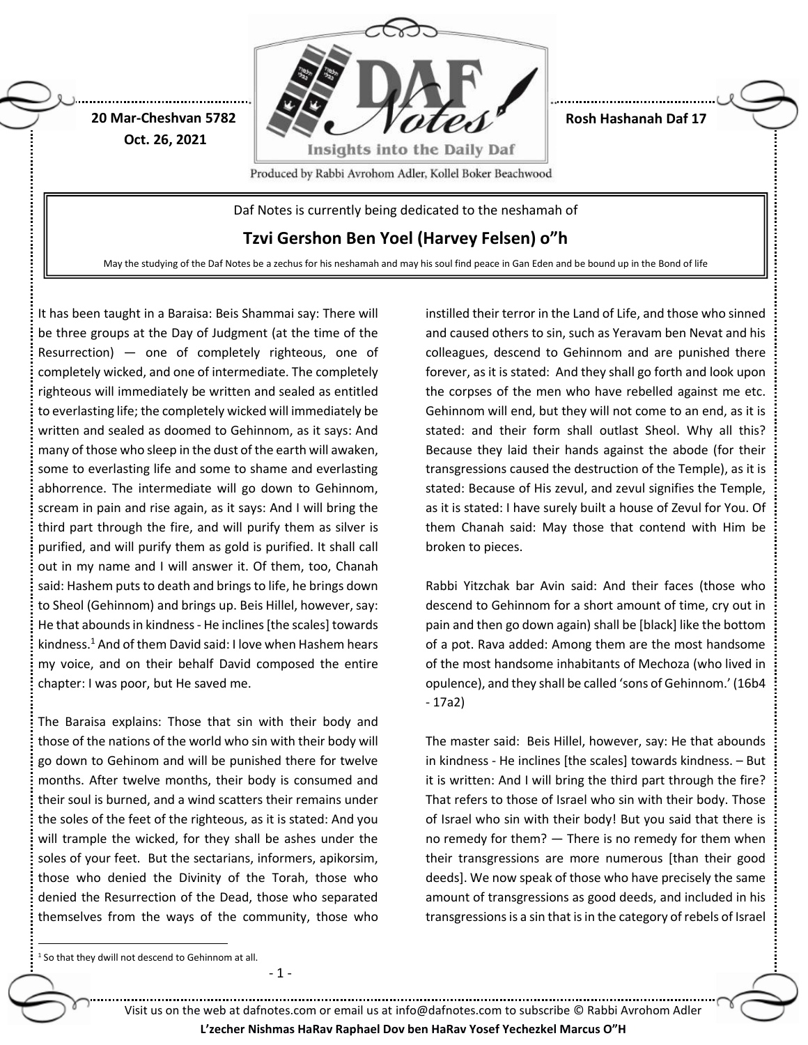20 Mar-Cheshvan 5782
Oct. 26, 2021

Rosh Hashanah Daf 17

Produced by Rabbi Avrohom Adler, Kollel Boker Beachwood

Daf Notes is currently being dedicated to the neshamah of

**Tzvi Gershon Ben Yoel (Harvey Felsen) o"h**

May the studying of the Daf Notes be a zechus for his neshamah and may his soul find peace in Gan Eden and be bound up in the Bond of life

It has been taught in a Baraisa: Beis Shammai say: There will be three groups at the Day of Judgment (at the time of the Resurrection) — one of completely righteous, one of completely wicked, and one of intermediate. The completely righteous will immediately be written and sealed as entitled to everlasting life; the completely wicked will immediately be written and sealed as doomed to Gehinnom, as it says: And many of those who sleep in the dust of the earth will awaken, some to everlasting life and some to shame and everlasting abhorrence. The intermediate will go down to Gehinnom, scream in pain and rise again, as it says: And I will bring the third part through the fire, and will purify them as silver is purified, and will purify them as gold is purified. It shall call out in my name and I will answer it. Of them, too, Chanah said: Hashem puts to death and brings to life, he brings down to Sheol (Gehinnom) and brings up. Beis Hillel, however, say: He that abounds in kindness - He inclines [the scales] towards kindness.[1] And of them David said: I love when Hashem hears my voice, and on their behalf David composed the entire chapter: I was poor, but He saved me.

The Baraisa explains: Those that sin with their body and those of the nations of the world who sin with their body will go down to Gehinom and will be punished there for twelve months. After twelve months, their body is consumed and their soul is burned, and a wind scatters their remains under the soles of the feet of the righteous, as it is stated: And you will trample the wicked, for they shall be ashes under the soles of your feet. But the sectarians, informers, apikorsim, those who denied the Divinity of the Torah, those who denied the Resurrection of the Dead, those who separated themselves from the ways of the community, those who instilled their terror in the Land of Life, and those who sinned and caused others to sin, such as Yeravam ben Nevat and his colleagues, descend to Gehinnom and are punished there forever, as it is stated: And they shall go forth and look upon the corpses of the men who have rebelled against me etc. Gehinnom will end, but they will not come to an end, as it is stated: and their form shall outlast Sheol. Why all this? Because they laid their hands against the abode (for their transgressions caused the destruction of the Temple), as it is stated: Because of His zevul, and zevul signifies the Temple, as it is stated: I have surely built a house of Zevul for You. Of them Chanah said: May those that contend with Him be broken to pieces.

Rabbi Yitzchak bar Avin said: And their faces (those who descend to Gehinnom for a short amount of time, cry out in pain and then go down again) shall be [black] like the bottom of a pot. Rava added: Among them are the most handsome of the most handsome inhabitants of Mechoza (who lived in opulence), and they shall be called 'sons of Gehinnom.' (16b4 - 17a2)

The master said: Beis Hillel, however, say: He that abounds in kindness - He inclines [the scales] towards kindness. – But it is written: And I will bring the third part through the fire? That refers to those of Israel who sin with their body. Those of Israel who sin with their body! But you said that there is no remedy for them? — There is no remedy for them when their transgressions are more numerous [than their good deeds]. We now speak of those who have precisely the same amount of transgressions as good deeds, and included in his transgressions is a sin that is in the category of rebels of Israel

[1] So that they dwill not descend to Gehinnom at all.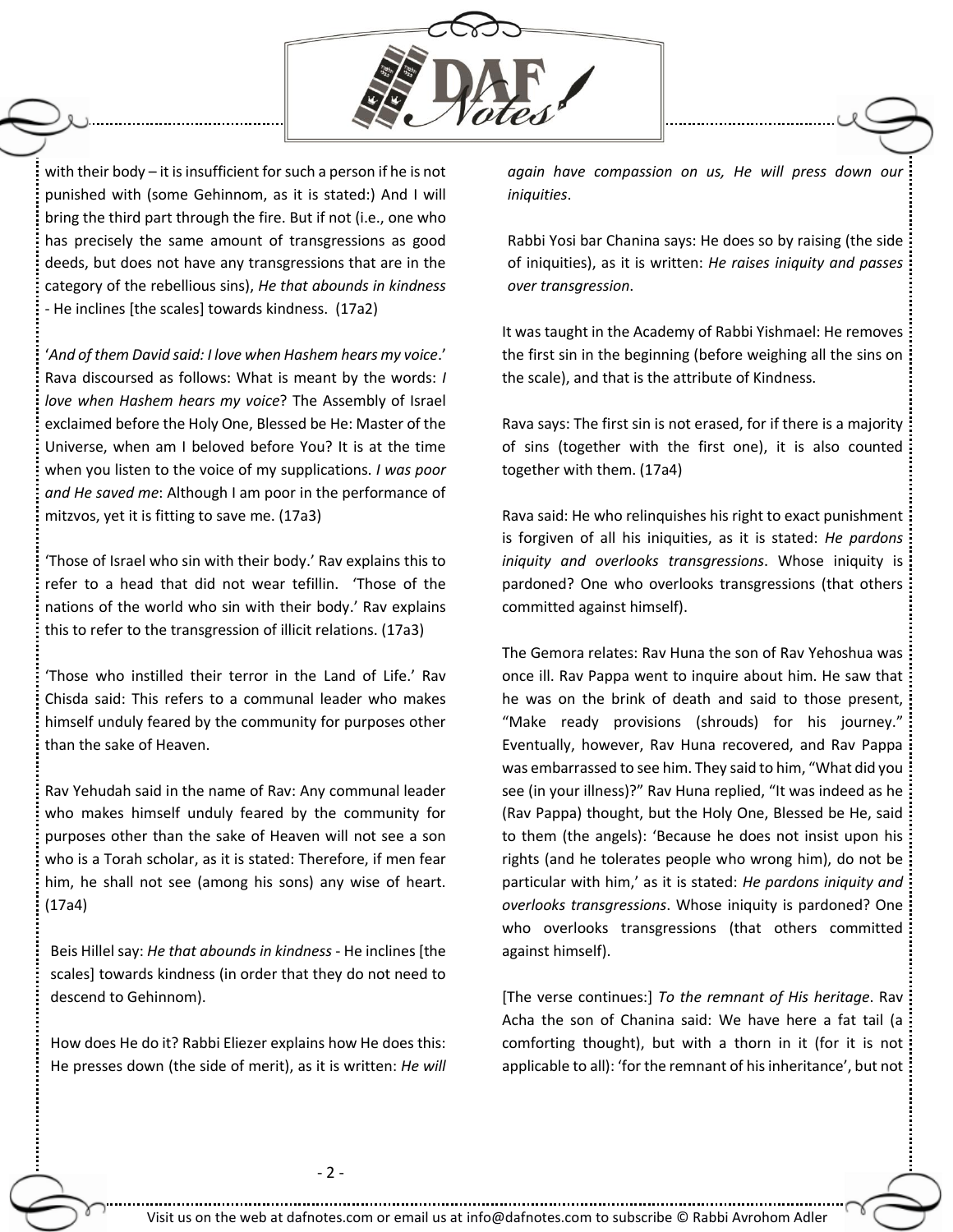with their body – it is insufficient for such a person if he is not punished with (some Gehinnom, as it is stated:) And I will bring the third part through the fire. But if not (i.e., one who has precisely the same amount of transgressions as good deeds, but does not have any transgressions that are in the category of the rebellious sins), *He that abounds in kindness* - He inclines [the scales] towards kindness. (17a2)

'*And of them David said: I love when Hashem hears my voice*.' Rava discoursed as follows: What is meant by the words: *I love when Hashem hears my voice*? The Assembly of Israel exclaimed before the Holy One, Blessed be He: Master of the Universe, when am I beloved before You? It is at the time when you listen to the voice of my supplications. *I was poor and He saved me*: Although I am poor in the performance of mitzvos, yet it is fitting to save me. (17a3)

'Those of Israel who sin with their body.' Rav explains this to refer to a head that did not wear tefillin. 'Those of the nations of the world who sin with their body.' Rav explains this to refer to the transgression of illicit relations. (17a3)

'Those who instilled their terror in the Land of Life.' Rav Chisda said: This refers to a communal leader who makes himself unduly feared by the community for purposes other than the sake of Heaven.

Rav Yehudah said in the name of Rav: Any communal leader who makes himself unduly feared by the community for purposes other than the sake of Heaven will not see a son who is a Torah scholar, as it is stated: Therefore, if men fear him, he shall not see (among his sons) any wise of heart. (17a4)

Beis Hillel say: *He that abounds in kindness* - He inclines [the scales] towards kindness (in order that they do not need to descend to Gehinnom).

How does He do it? Rabbi Eliezer explains how He does this: He presses down (the side of merit), as it is written: *He will again have compassion on us, He will press down our iniquities*.

Rabbi Yosi bar Chanina says: He does so by raising (the side of iniquities), as it is written: *He raises iniquity and passes over transgression*.

It was taught in the Academy of Rabbi Yishmael: He removes the first sin in the beginning (before weighing all the sins on the scale), and that is the attribute of Kindness.

Rava says: The first sin is not erased, for if there is a majority of sins (together with the first one), it is also counted together with them. (17a4)

Rava said: He who relinquishes his right to exact punishment is forgiven of all his iniquities, as it is stated: *He pardons iniquity and overlooks transgressions*. Whose iniquity is pardoned? One who overlooks transgressions (that others committed against himself).

The Gemora relates: Rav Huna the son of Rav Yehoshua was once ill. Rav Pappa went to inquire about him. He saw that he was on the brink of death and said to those present, "Make ready provisions (shrouds) for his journey." Eventually, however, Rav Huna recovered, and Rav Pappa was embarrassed to see him. They said to him, "What did you see (in your illness)?" Rav Huna replied, "It was indeed as he (Rav Pappa) thought, but the Holy One, Blessed be He, said to them (the angels): 'Because he does not insist upon his rights (and he tolerates people who wrong him), do not be particular with him,' as it is stated: *He pardons iniquity and overlooks transgressions*. Whose iniquity is pardoned? One who overlooks transgressions (that others committed against himself).

[The verse continues:] *To the remnant of His heritage*. Rav Acha the son of Chanina said: We have here a fat tail (a comforting thought), but with a thorn in it (for it is not applicable to all): 'for the remnant of his inheritance', but not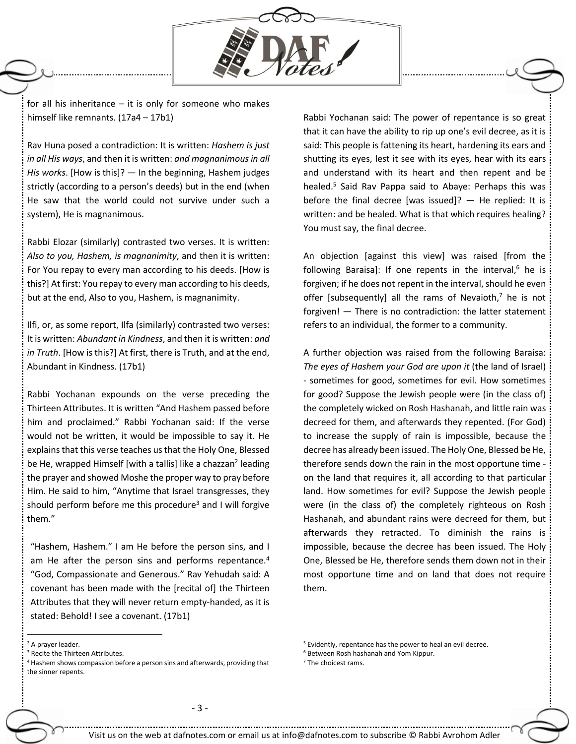for all his inheritance – it is only for someone who makes himself like remnants. (17a4 – 17b1)

Rav Huna posed a contradiction: It is written: *Hashem is just in all His ways*, and then it is written: *and magnanimous in all His works*. [How is this?] — In the beginning, Hashem judges strictly (according to a person's deeds) but in the end (when He saw that the world could not survive under such a system), He is magnanimous.

Rabbi Elozar (similarly) contrasted two verses. It is written: *Also to you, Hashem, is magnanimity*, and then it is written: For You repay to every man according to his deeds. [How is this?] At first: You repay to every man according to his deeds, but at the end, Also to you, Hashem, is magnanimity.

Ilfi, or, as some report, Ilfa (similarly) contrasted two verses: It is written: *Abundant in Kindness*, and then it is written: *and in Truth*. [How is this?] At first, there is Truth, and at the end, Abundant in Kindness. (17b1)

Rabbi Yochanan expounds on the verse preceding the Thirteen Attributes. It is written "And Hashem passed before him and proclaimed." Rabbi Yochanan said: If the verse would not be written, it would be impossible to say it. He explains that this verse teaches us that the Holy One, Blessed be He, wrapped Himself [with a tallis] like a chazzan[2] leading the prayer and showed Moshe the proper way to pray before Him. He said to him, "Anytime that Israel transgresses, they should perform before me this procedure[3] and I will forgive them."

"Hashem, Hashem." I am He before the person sins, and I am He after the person sins and performs repentance.[4] "God, Compassionate and Generous." Rav Yehudah said: A covenant has been made with the [recital of] the Thirteen Attributes that they will never return empty-handed, as it is stated: Behold! I see a covenant. (17b1)

Rabbi Yochanan said: The power of repentance is so great that it can have the ability to rip up one's evil decree, as it is said: This people is fattening its heart, hardening its ears and shutting its eyes, lest it see with its eyes, hear with its ears and understand with its heart and then repent and be healed.[5] Said Rav Pappa said to Abaye: Perhaps this was before the final decree [was issued]? — He replied: It is written: and be healed. What is that which requires healing? You must say, the final decree.

An objection [against this view] was raised [from the following Baraisa]: If one repents in the interval,[6] he is forgiven; if he does not repent in the interval, should he even offer [subsequently] all the rams of Nevaioth,[7] he is not forgiven! — There is no contradiction: the latter statement refers to an individual, the former to a community.

A further objection was raised from the following Baraisa: *The eyes of Hashem your God are upon it* (the land of Israel) - sometimes for good, sometimes for evil. How sometimes for good? Suppose the Jewish people were (in the class of) the completely wicked on Rosh Hashanah, and little rain was decreed for them, and afterwards they repented. (For God) to increase the supply of rain is impossible, because the decree has already been issued. The Holy One, Blessed be He, therefore sends down the rain in the most opportune time - on the land that requires it, all according to that particular land. How sometimes for evil? Suppose the Jewish people were (in the class of) the completely righteous on Rosh Hashanah, and abundant rains were decreed for them, but afterwards they retracted. To diminish the rains is impossible, because the decree has been issued. The Holy One, Blessed be He, therefore sends them down not in their most opportune time and on land that does not require them.

---

[2] A prayer leader.

[3] Recite the Thirteen Attributes.

[4] Hashem shows compassion before a person sins and afterwards, providing that the sinner repents.

[5] Evidently, repentance has the power to heal an evil decree.

[6] Between Rosh hashanah and Yom Kippur.

[7] The choicest rams.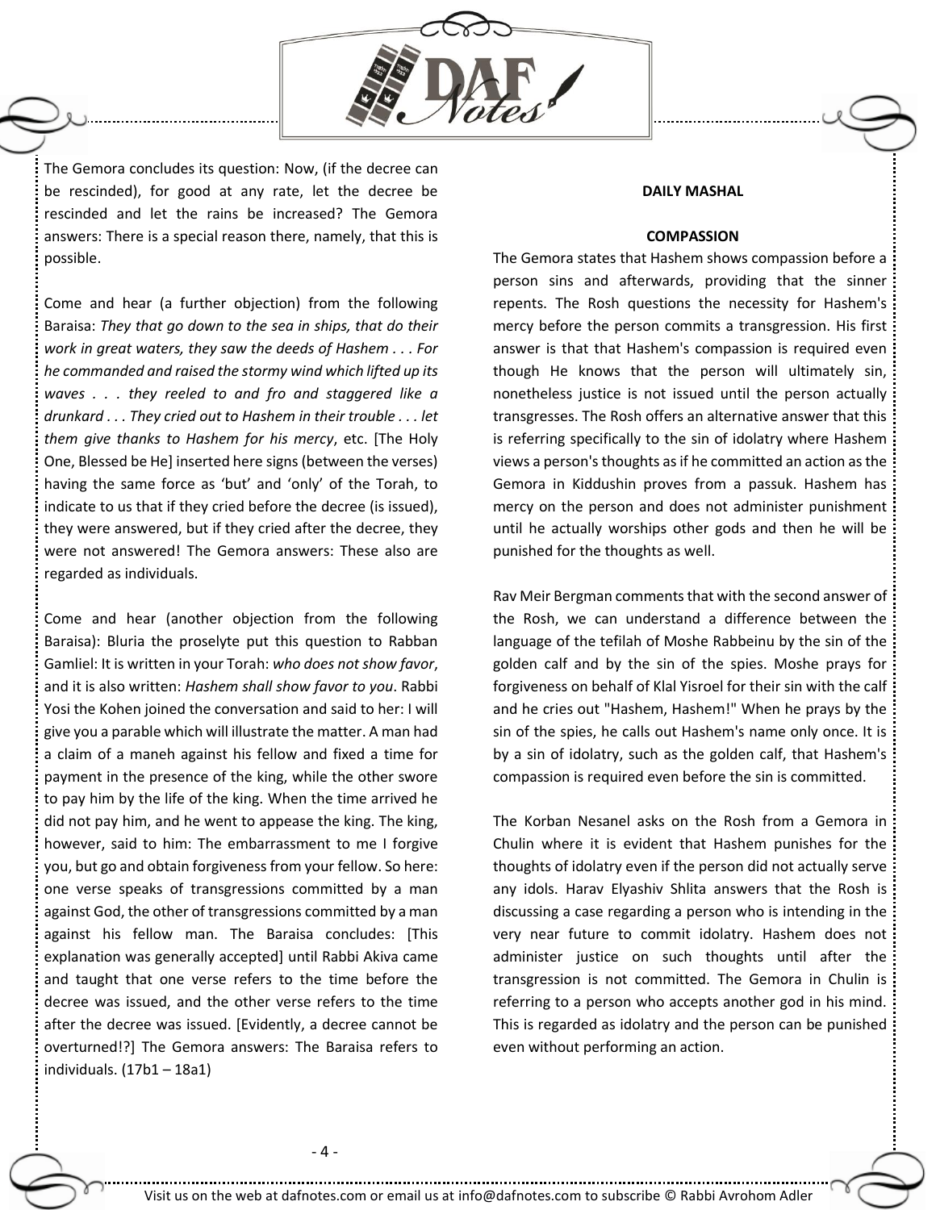The Gemora concludes its question: Now, (if the decree can be rescinded), for good at any rate, let the decree be rescinded and let the rains be increased? The Gemora answers: There is a special reason there, namely, that this is possible.

Come and hear (a further objection) from the following Baraisa: *They that go down to the sea in ships, that do their work in great waters, they saw the deeds of Hashem . . . For he commanded and raised the stormy wind which lifted up its waves . . . they reeled to and fro and staggered like a drunkard . . . They cried out to Hashem in their trouble . . . let them give thanks to Hashem for his mercy*, etc. [The Holy One, Blessed be He] inserted here signs (between the verses) having the same force as 'but' and 'only' of the Torah, to indicate to us that if they cried before the decree (is issued), they were answered, but if they cried after the decree, they were not answered! The Gemora answers: These also are regarded as individuals.

Come and hear (another objection from the following Baraisa): Bluria the proselyte put this question to Rabban Gamliel: It is written in your Torah: *who does not show favor*, and it is also written: *Hashem shall show favor to you*. Rabbi Yosi the Kohen joined the conversation and said to her: I will give you a parable which will illustrate the matter. A man had a claim of a maneh against his fellow and fixed a time for payment in the presence of the king, while the other swore to pay him by the life of the king. When the time arrived he did not pay him, and he went to appease the king. The king, however, said to him: The embarrassment to me I forgive you, but go and obtain forgiveness from your fellow. So here: one verse speaks of transgressions committed by a man against God, the other of transgressions committed by a man against his fellow man. The Baraisa concludes: [This explanation was generally accepted] until Rabbi Akiva came and taught that one verse refers to the time before the decree was issued, and the other verse refers to the time after the decree was issued. [Evidently, a decree cannot be overturned!?] The Gemora answers: The Baraisa refers to individuals. (17b1 – 18a1)

**DAILY MASHAL**

**COMPASSION**

The Gemora states that Hashem shows compassion before a person sins and afterwards, providing that the sinner repents. The Rosh questions the necessity for Hashem's mercy before the person commits a transgression. His first answer is that that Hashem's compassion is required even though He knows that the person will ultimately sin, nonetheless justice is not issued until the person actually transgresses. The Rosh offers an alternative answer that this is referring specifically to the sin of idolatry where Hashem views a person's thoughts as if he committed an action as the Gemora in Kiddushin proves from a passuk. Hashem has mercy on the person and does not administer punishment until he actually worships other gods and then he will be punished for the thoughts as well.

Rav Meir Bergman comments that with the second answer of the Rosh, we can understand a difference between the language of the tefilah of Moshe Rabbeinu by the sin of the golden calf and by the sin of the spies. Moshe prays for forgiveness on behalf of Klal Yisroel for their sin with the calf and he cries out "Hashem, Hashem!" When he prays by the sin of the spies, he calls out Hashem's name only once. It is by a sin of idolatry, such as the golden calf, that Hashem's compassion is required even before the sin is committed.

The Korban Nesanel asks on the Rosh from a Gemora in Chulin where it is evident that Hashem punishes for the thoughts of idolatry even if the person did not actually serve any idols. Harav Elyashiv Shlita answers that the Rosh is discussing a case regarding a person who is intending in the very near future to commit idolatry. Hashem does not administer justice on such thoughts until after the transgression is not committed. The Gemora in Chulin is referring to a person who accepts another god in his mind. This is regarded as idolatry and the person can be punished even without performing an action.